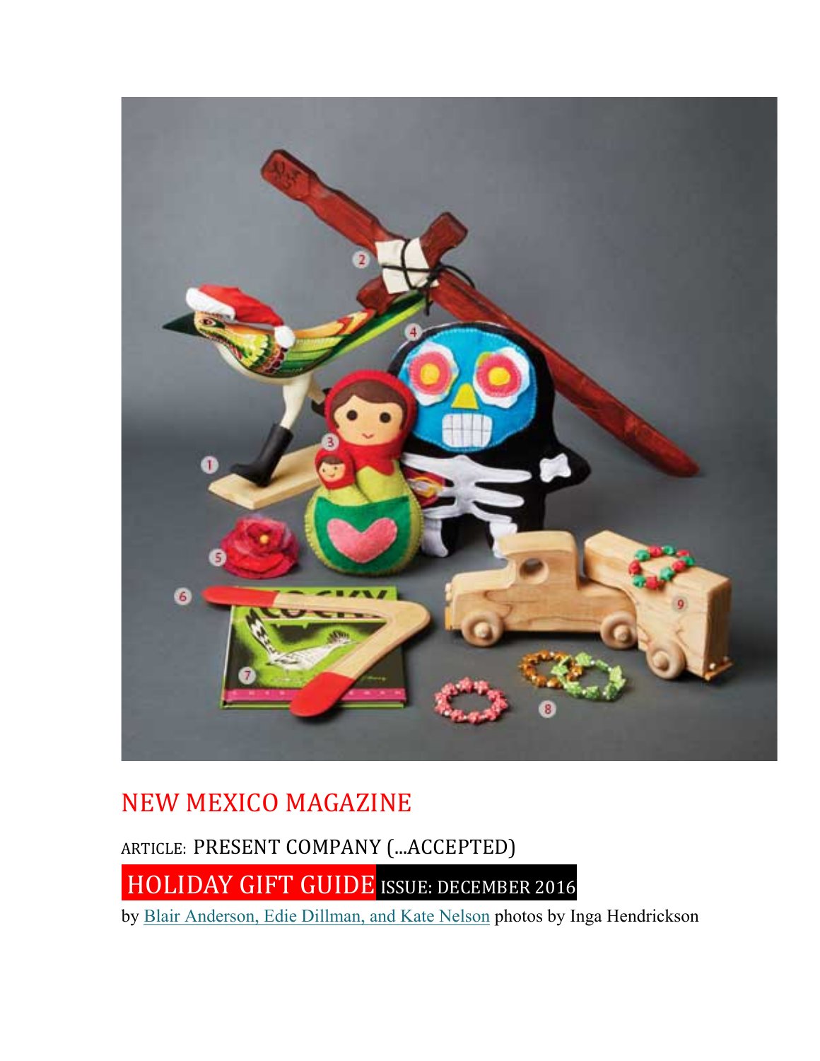# NEW MEXICO MAGAZINE

ARTICLE: PRESENT COMPANY (...ACCEPTED)

## HOLIDAY GIFT GUIDE ISSUE: DECEMBER 2016

by Blair Anderson, Edie Dillman, and Kate Nelson photos by Inga Hendrickson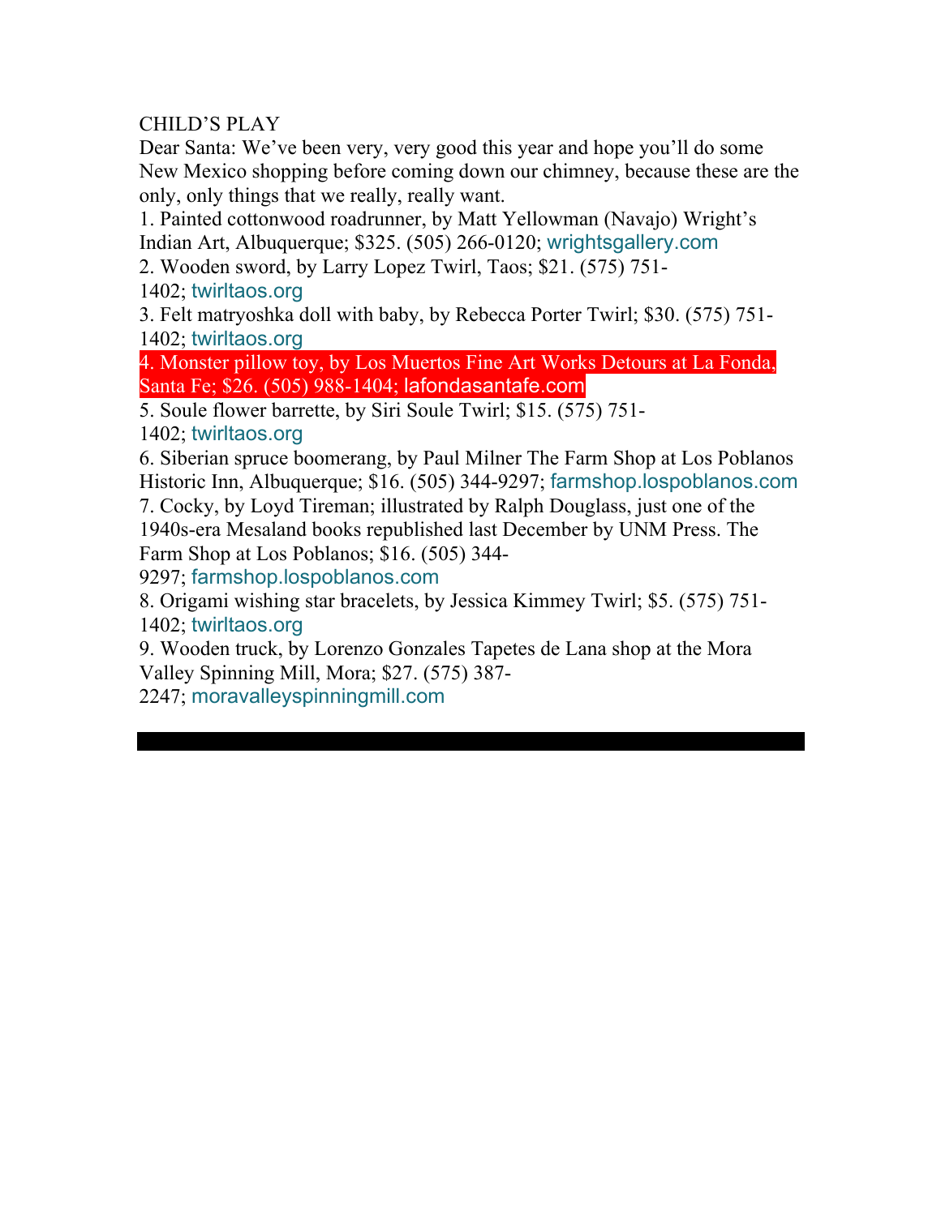CHILD'S PLAY

Dear Santa: We've been very, very good this year and hope you'll do some New Mexico shopping before coming down our chimney, because these are the only, only things that we really, really want.

1. Painted cottonwood roadrunner, by Matt Yellowman (Navajo) Wright's Indian Art, Albuquerque; $325. (505) 266-0120; wrightsgallery.com
2. Wooden sword, by Larry Lopez Twirl, Taos; $21. (575) 751-1402; twirltaos.org
3. Felt matryoshka doll with baby, by Rebecca Porter Twirl; $30. (575) 751-1402; twirltaos.org
4. Monster pillow toy, by Los Muertos Fine Art Works Detours at La Fonda, Santa Fe; $26. (505) 988-1404; lafondasantafe.com
5. Soule flower barrette, by Siri Soule Twirl; $15. (575) 751-1402; twirltaos.org
6. Siberian spruce boomerang, by Paul Milner The Farm Shop at Los Poblanos Historic Inn, Albuquerque; $16. (505) 344-9297; farmshop.lospoblanos.com
7. Cocky, by Loyd Tireman; illustrated by Ralph Douglass, just one of the 1940s-era Mesaland books republished last December by UNM Press. The Farm Shop at Los Poblanos; $16. (505) 344-9297; farmshop.lospoblanos.com
8. Origami wishing star bracelets, by Jessica Kimmey Twirl; $5. (575) 751-1402; twirltaos.org
9. Wooden truck, by Lorenzo Gonzales Tapetes de Lana shop at the Mora Valley Spinning Mill, Mora; $27. (575) 387-2247; moravalleyspinningmill.com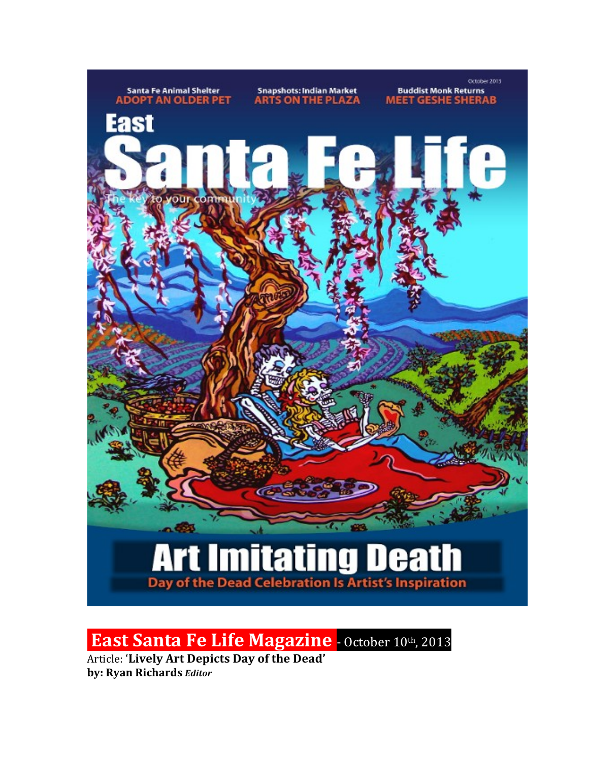October 2013

Santa Fe Animal Shelter
**ADOPT AN OLDER PET**

Snapshots: Indian Market
**ARTS ON THE PLAZA**

Buddhist Monk Returns
**MEET GESHE SHERAB**

# East Santa Fe Life

The key to your community

# Art Imitating Death

Day of the Dead Celebration Is Artist's Inspiration

## East Santa Fe Life Magazine - October 10th, 2013

Article: '**Lively Art Depicts Day of the Dead**'
**by: Ryan Richards *Editor***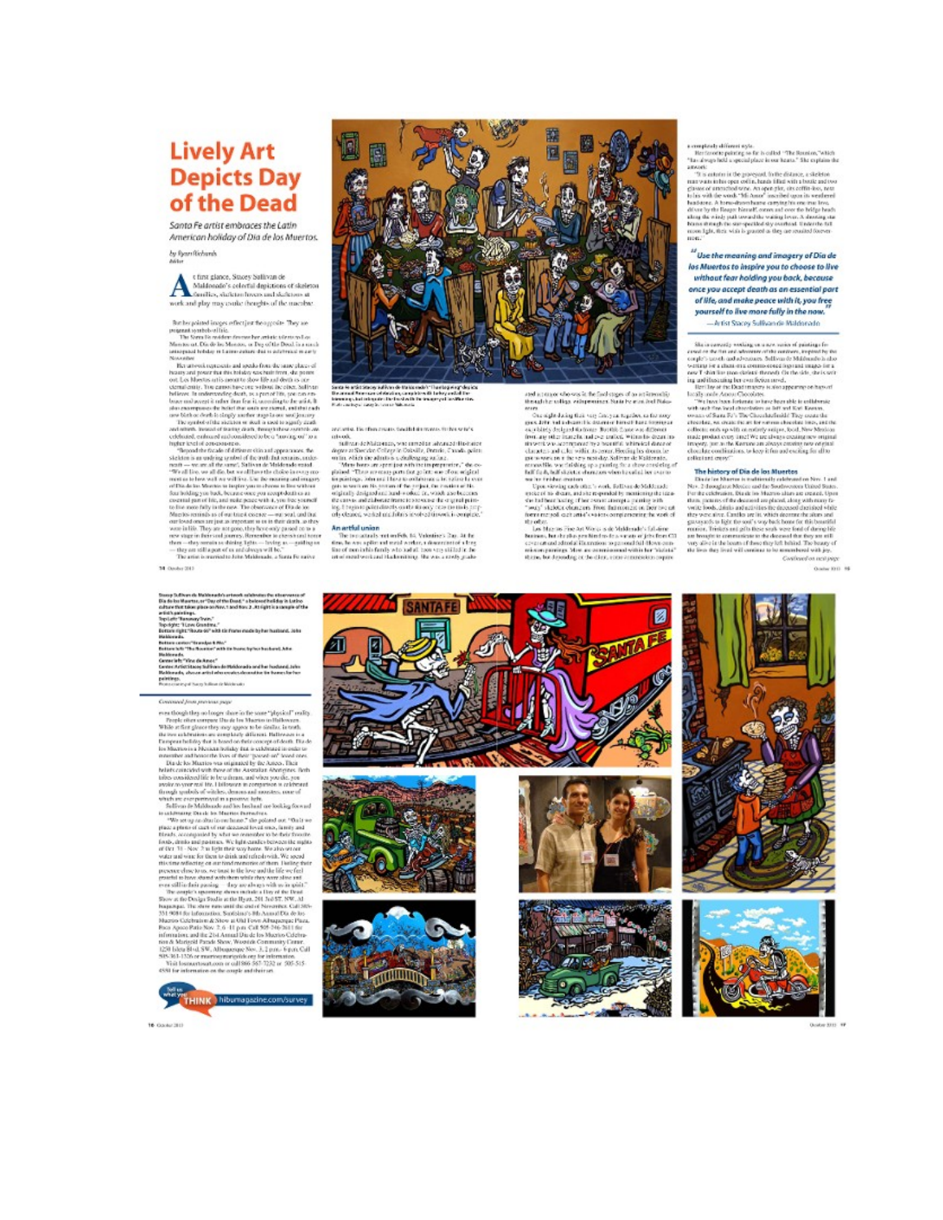# Lively Art Depicts Day of the Dead

*Santa Fe artist embraces the Latin American holiday of Dia de los Muertos.*

by Ryan Richards

At first glance, Stacey Sullivan de Maldonado's colorful depictions of skeleton families, skeleton lovers and skeletons at work and play may evoke thoughts of the macabre.

But her pointed images reflect just the opposite. They are pregnant symbols of life.

## An artful union

> "Use the meaning and imagery of Dia de los Muertos to inspire you to choose to live without fear holding you back, because once you accept death as an essential part of life, and make peace with it, you free yourself to live more fully in the now."
>
> —Artist Stacey Sullivan de Maldonado

## The history of Dia de los Muertos

*Continued on next page*

*Continued from previous page*

Tell us what you THINK hiburnagazine.com/survey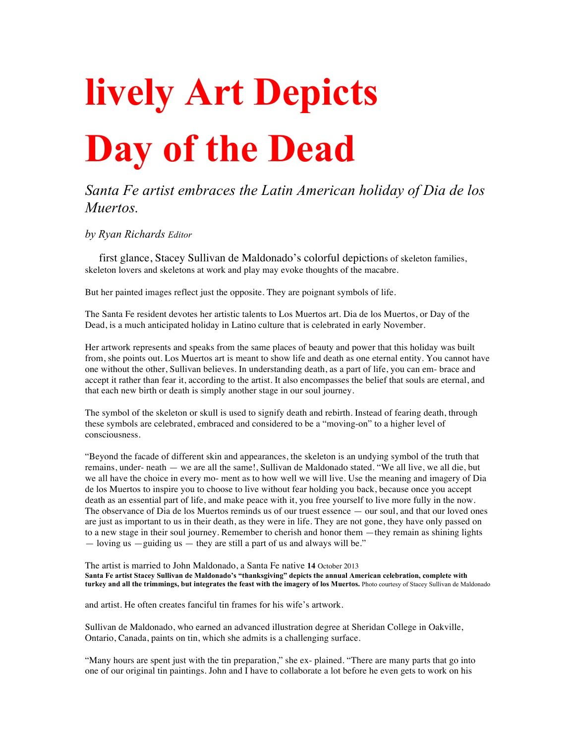# lively Art Depicts Day of the Dead

*Santa Fe artist embraces the Latin American holiday of Dia de los Muertos.*

*by Ryan Richards Editor*

first glance, Stacey Sullivan de Maldonado's colorful depictions of skeleton families, skeleton lovers and skeletons at work and play may evoke thoughts of the macabre.

But her painted images reflect just the opposite. They are poignant symbols of life.

The Santa Fe resident devotes her artistic talents to Los Muertos art. Dia de los Muertos, or Day of the Dead, is a much anticipated holiday in Latino culture that is celebrated in early November.

Her artwork represents and speaks from the same places of beauty and power that this holiday was built from, she points out. Los Muertos art is meant to show life and death as one eternal entity. You cannot have one without the other, Sullivan believes. In understanding death, as a part of life, you can em- brace and accept it rather than fear it, according to the artist. It also encompasses the belief that souls are eternal, and that each new birth or death is simply another stage in our soul journey.

The symbol of the skeleton or skull is used to signify death and rebirth. Instead of fearing death, through these symbols are celebrated, embraced and considered to be a "moving-on" to a higher level of consciousness.

"Beyond the facade of different skin and appearances, the skeleton is an undying symbol of the truth that remains, under- neath — we are all the same!, Sullivan de Maldonado stated. "We all live, we all die, but we all have the choice in every mo- ment as to how well we will live. Use the meaning and imagery of Dia de los Muertos to inspire you to choose to live without fear holding you back, because once you accept death as an essential part of life, and make peace with it, you free yourself to live more fully in the now. The observance of Dia de los Muertos reminds us of our truest essence — our soul, and that our loved ones are just as important to us in their death, as they were in life. They are not gone, they have only passed on to a new stage in their soul journey. Remember to cherish and honor them —they remain as shining lights — loving us —guiding us — they are still a part of us and always will be."

The artist is married to John Maldonado, a Santa Fe native

**Santa Fe artist Stacey Sullivan de Maldonado's "thanksgiving" depicts the annual American celebration, complete with turkey and all the trimmings, but integrates the feast with the imagery of los Muertos.** Photo courtesy of Stacey Sullivan de Maldonado

and artist. He often creates fanciful tin frames for his wife's artwork.

Sullivan de Maldonado, who earned an advanced illustration degree at Sheridan College in Oakville, Ontario, Canada, paints on tin, which she admits is a challenging surface.

"Many hours are spent just with the tin preparation," she ex- plained. "There are many parts that go into one of our original tin paintings. John and I have to collaborate a lot before he even gets to work on his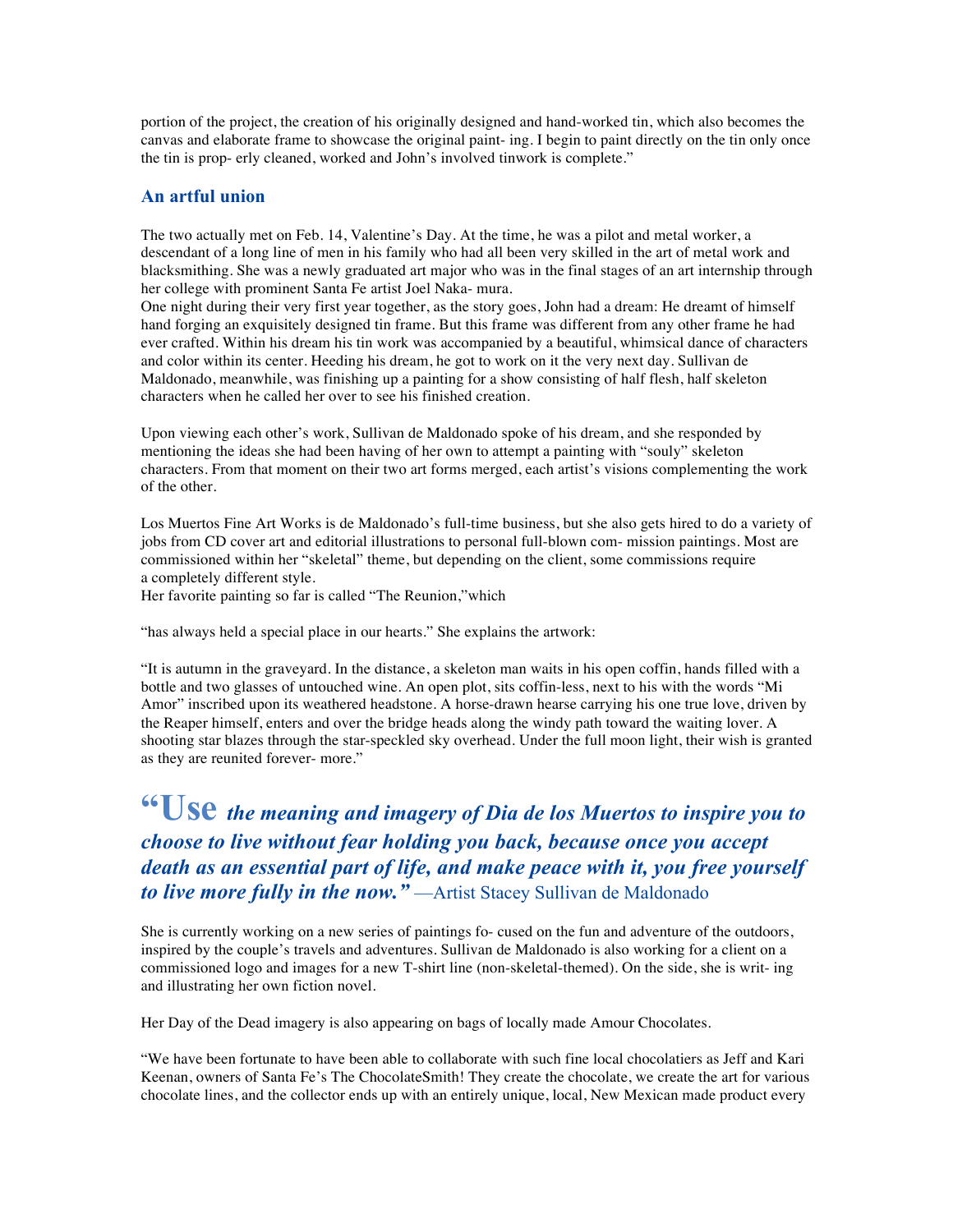portion of the project, the creation of his originally designed and hand-worked tin, which also becomes the canvas and elaborate frame to showcase the original paint- ing. I begin to paint directly on the tin only once the tin is prop- erly cleaned, worked and John's involved tinwork is complete."

## An artful union

The two actually met on Feb. 14, Valentine's Day. At the time, he was a pilot and metal worker, a descendant of a long line of men in his family who had all been very skilled in the art of metal work and blacksmithing. She was a newly graduated art major who was in the final stages of an art internship through her college with prominent Santa Fe artist Joel Naka- mura.

One night during their very first year together, as the story goes, John had a dream: He dreamt of himself hand forging an exquisitely designed tin frame. But this frame was different from any other frame he had ever crafted. Within his dream his tin work was accompanied by a beautiful, whimsical dance of characters and color within its center. Heeding his dream, he got to work on it the very next day. Sullivan de Maldonado, meanwhile, was finishing up a painting for a show consisting of half flesh, half skeleton characters when he called her over to see his finished creation.

Upon viewing each other's work, Sullivan de Maldonado spoke of his dream, and she responded by mentioning the ideas she had been having of her own to attempt a painting with "souly" skeleton characters. From that moment on their two art forms merged, each artist's visions complementing the work of the other.

Los Muertos Fine Art Works is de Maldonado's full-time business, but she also gets hired to do a variety of jobs from CD cover art and editorial illustrations to personal full-blown com- mission paintings. Most are commissioned within her "skeletal" theme, but depending on the client, some commissions require a completely different style.

Her favorite painting so far is called "The Reunion,"which

"has always held a special place in our hearts." She explains the artwork:

"It is autumn in the graveyard. In the distance, a skeleton man waits in his open coffin, hands filled with a bottle and two glasses of untouched wine. An open plot, sits coffin-less, next to his with the words "Mi Amor" inscribed upon its weathered headstone. A horse-drawn hearse carrying his one true love, driven by the Reaper himself, enters and over the bridge heads along the windy path toward the waiting lover. A shooting star blazes through the star-speckled sky overhead. Under the full moon light, their wish is granted as they are reunited forever- more."

> **"Use** ***the meaning and imagery of Dia de los Muertos to inspire you to choose to live without fear holding you back, because once you accept death as an essential part of life, and make peace with it, you free yourself to live more fully in the now."*** —Artist Stacey Sullivan de Maldonado

She is currently working on a new series of paintings fo- cused on the fun and adventure of the outdoors, inspired by the couple's travels and adventures. Sullivan de Maldonado is also working for a client on a commissioned logo and images for a new T-shirt line (non-skeletal-themed). On the side, she is writ- ing and illustrating her own fiction novel.

Her Day of the Dead imagery is also appearing on bags of locally made Amour Chocolates.

"We have been fortunate to have been able to collaborate with such fine local chocolatiers as Jeff and Kari Keenan, owners of Santa Fe's The ChocolateSmith! They create the chocolate, we create the art for various chocolate lines, and the collector ends up with an entirely unique, local, New Mexican made product every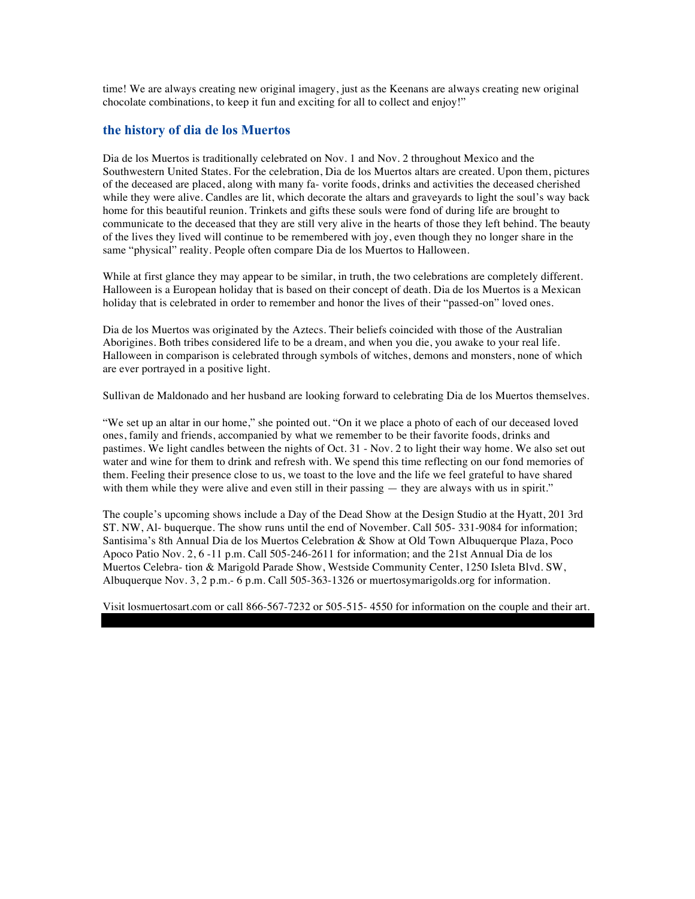time! We are always creating new original imagery, just as the Keenans are always creating new original chocolate combinations, to keep it fun and exciting for all to collect and enjoy!"

## the history of dia de los Muertos

Dia de los Muertos is traditionally celebrated on Nov. 1 and Nov. 2 throughout Mexico and the Southwestern United States. For the celebration, Dia de los Muertos altars are created. Upon them, pictures of the deceased are placed, along with many fa- vorite foods, drinks and activities the deceased cherished while they were alive. Candles are lit, which decorate the altars and graveyards to light the soul's way back home for this beautiful reunion. Trinkets and gifts these souls were fond of during life are brought to communicate to the deceased that they are still very alive in the hearts of those they left behind. The beauty of the lives they lived will continue to be remembered with joy, even though they no longer share in the same "physical" reality. People often compare Dia de los Muertos to Halloween.

While at first glance they may appear to be similar, in truth, the two celebrations are completely different. Halloween is a European holiday that is based on their concept of death. Dia de los Muertos is a Mexican holiday that is celebrated in order to remember and honor the lives of their "passed-on" loved ones.

Dia de los Muertos was originated by the Aztecs. Their beliefs coincided with those of the Australian Aborigines. Both tribes considered life to be a dream, and when you die, you awake to your real life. Halloween in comparison is celebrated through symbols of witches, demons and monsters, none of which are ever portrayed in a positive light.

Sullivan de Maldonado and her husband are looking forward to celebrating Dia de los Muertos themselves.

"We set up an altar in our home," she pointed out. "On it we place a photo of each of our deceased loved ones, family and friends, accompanied by what we remember to be their favorite foods, drinks and pastimes. We light candles between the nights of Oct. 31 - Nov. 2 to light their way home. We also set out water and wine for them to drink and refresh with. We spend this time reflecting on our fond memories of them. Feeling their presence close to us, we toast to the love and the life we feel grateful to have shared with them while they were alive and even still in their passing — they are always with us in spirit."

The couple's upcoming shows include a Day of the Dead Show at the Design Studio at the Hyatt, 201 3rd ST. NW, Al- buquerque. The show runs until the end of November. Call 505- 331-9084 for information; Santisima's 8th Annual Dia de los Muertos Celebration & Show at Old Town Albuquerque Plaza, Poco Apoco Patio Nov. 2, 6 -11 p.m. Call 505-246-2611 for information; and the 21st Annual Dia de los Muertos Celebra- tion & Marigold Parade Show, Westside Community Center, 1250 Isleta Blvd. SW, Albuquerque Nov. 3, 2 p.m.- 6 p.m. Call 505-363-1326 or muertosymarigolds.org for information.

Visit losmuertosart.com or call 866-567-7232 or 505-515- 4550 for information on the couple and their art.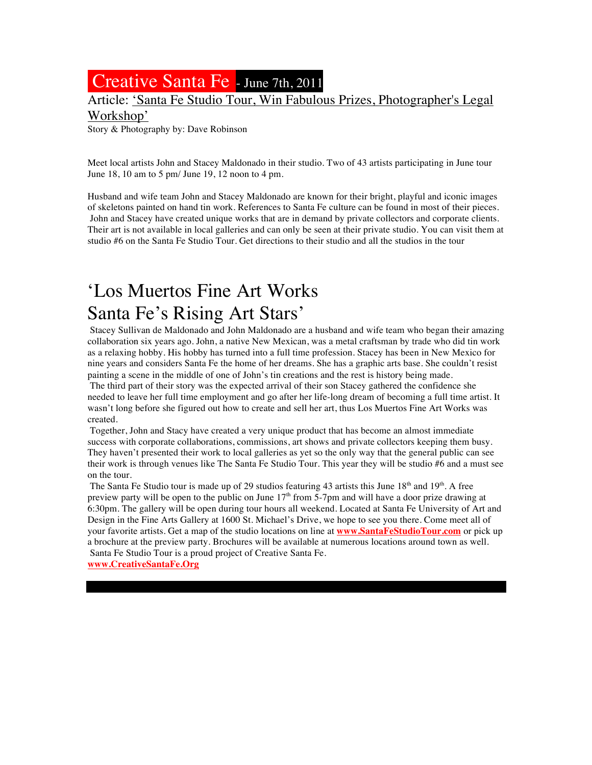# Creative Santa Fe - June 7th, 2011

Article: 'Santa Fe Studio Tour, Win Fabulous Prizes, Photographer's Legal Workshop'

Story & Photography by: Dave Robinson

Meet local artists John and Stacey Maldonado in their studio. Two of 43 artists participating in June tour June 18, 10 am to 5 pm/ June 19, 12 noon to 4 pm.

Husband and wife team John and Stacey Maldonado are known for their bright, playful and iconic images of skeletons painted on hand tin work. References to Santa Fe culture can be found in most of their pieces. John and Stacey have created unique works that are in demand by private collectors and corporate clients. Their art is not available in local galleries and can only be seen at their private studio. You can visit them at studio #6 on the Santa Fe Studio Tour. Get directions to their studio and all the studios in the tour

## 'Los Muertos Fine Art Works Santa Fe's Rising Art Stars'

Stacey Sullivan de Maldonado and John Maldonado are a husband and wife team who began their amazing collaboration six years ago. John, a native New Mexican, was a metal craftsman by trade who did tin work as a relaxing hobby. His hobby has turned into a full time profession. Stacey has been in New Mexico for nine years and considers Santa Fe the home of her dreams. She has a graphic arts base. She couldn't resist painting a scene in the middle of one of John's tin creations and the rest is history being made.

The third part of their story was the expected arrival of their son Stacey gathered the confidence she needed to leave her full time employment and go after her life-long dream of becoming a full time artist. It wasn't long before she figured out how to create and sell her art, thus Los Muertos Fine Art Works was created.

Together, John and Stacy have created a very unique product that has become an almost immediate success with corporate collaborations, commissions, art shows and private collectors keeping them busy. They haven't presented their work to local galleries as yet so the only way that the general public can see their work is through venues like The Santa Fe Studio Tour. This year they will be studio #6 and a must see on the tour.

The Santa Fe Studio tour is made up of 29 studios featuring 43 artists this June 18th and 19th. A free preview party will be open to the public on June 17th from 5-7pm and will have a door prize drawing at 6:30pm. The gallery will be open during tour hours all weekend. Located at Santa Fe University of Art and Design in the Fine Arts Gallery at 1600 St. Michael's Drive, we hope to see you there. Come meet all of your favorite artists. Get a map of the studio locations on line at **www.SantaFeStudioTour.com** or pick up a brochure at the preview party. Brochures will be available at numerous locations around town as well.

Santa Fe Studio Tour is a proud project of Creative Santa Fe.

**www.CreativeSantaFe.Org**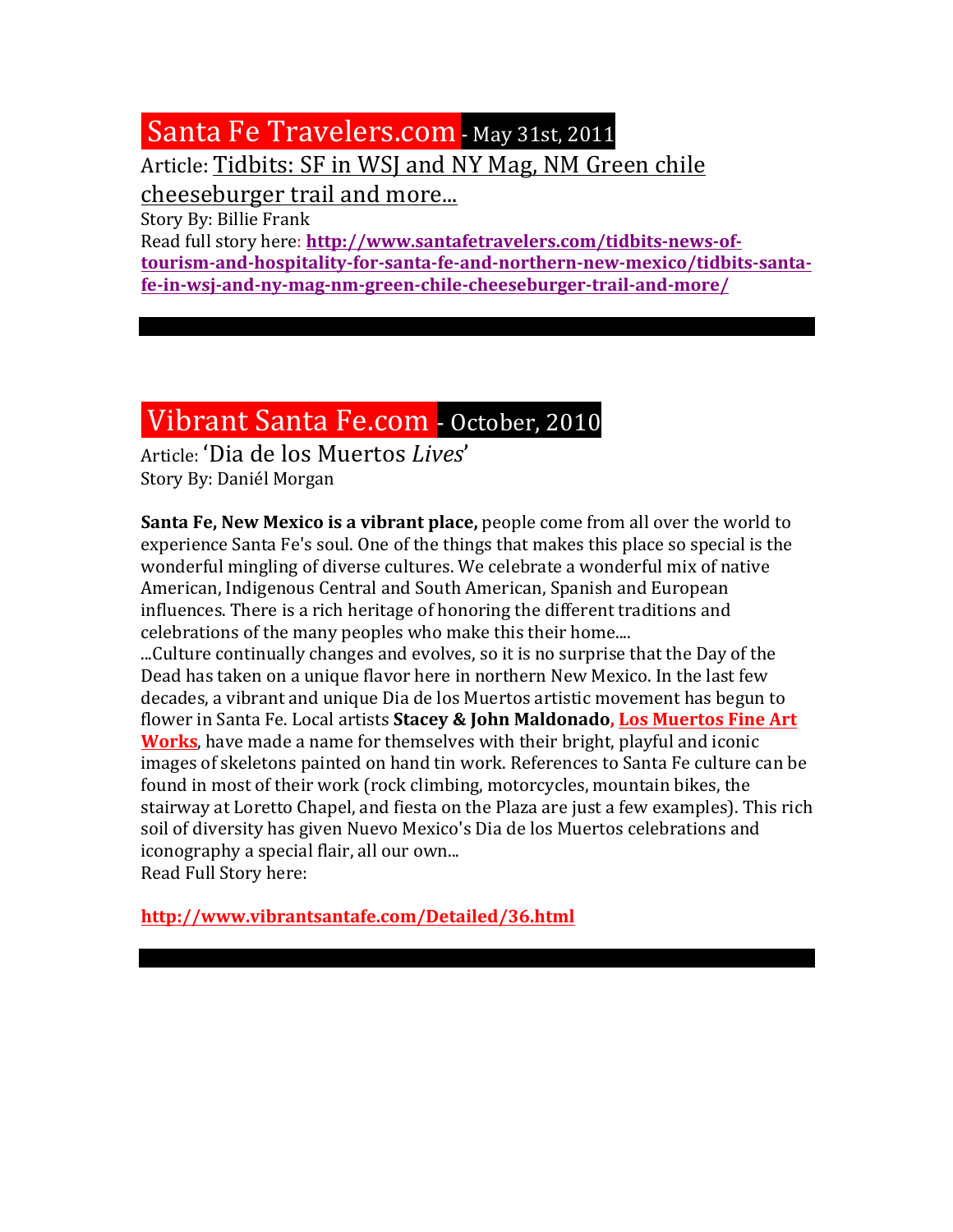## Santa Fe Travelers.com - May 31st, 2011

Article: Tidbits: SF in WSJ and NY Mag, NM Green chile cheeseburger trail and more...

Story By: Billie Frank

Read full story here: **http://www.santafetravelers.com/tidbits-news-of-tourism-and-hospitality-for-santa-fe-and-northern-new-mexico/tidbits-santa-fe-in-wsj-and-ny-mag-nm-green-chile-cheeseburger-trail-and-more/**

---

## Vibrant Santa Fe.com - October, 2010

Article: 'Dia de los Muertos *Lives*'

Story By: Daniél Morgan

**Santa Fe, New Mexico is a vibrant place,** people come from all over the world to experience Santa Fe's soul. One of the things that makes this place so special is the wonderful mingling of diverse cultures. We celebrate a wonderful mix of native American, Indigenous Central and South American, Spanish and European influences. There is a rich heritage of honoring the different traditions and celebrations of the many peoples who make this their home....

...Culture continually changes and evolves, so it is no surprise that the Day of the Dead has taken on a unique flavor here in northern New Mexico. In the last few decades, a vibrant and unique Dia de los Muertos artistic movement has begun to flower in Santa Fe. Local artists **Stacey & John Maldonado, Los Muertos Fine Art Works**, have made a name for themselves with their bright, playful and iconic images of skeletons painted on hand tin work. References to Santa Fe culture can be found in most of their work (rock climbing, motorcycles, mountain bikes, the stairway at Loretto Chapel, and fiesta on the Plaza are just a few examples). This rich soil of diversity has given Nuevo Mexico's Dia de los Muertos celebrations and iconography a special flair, all our own...

Read Full Story here:

**http://www.vibrantsantafe.com/Detailed/36.html**

---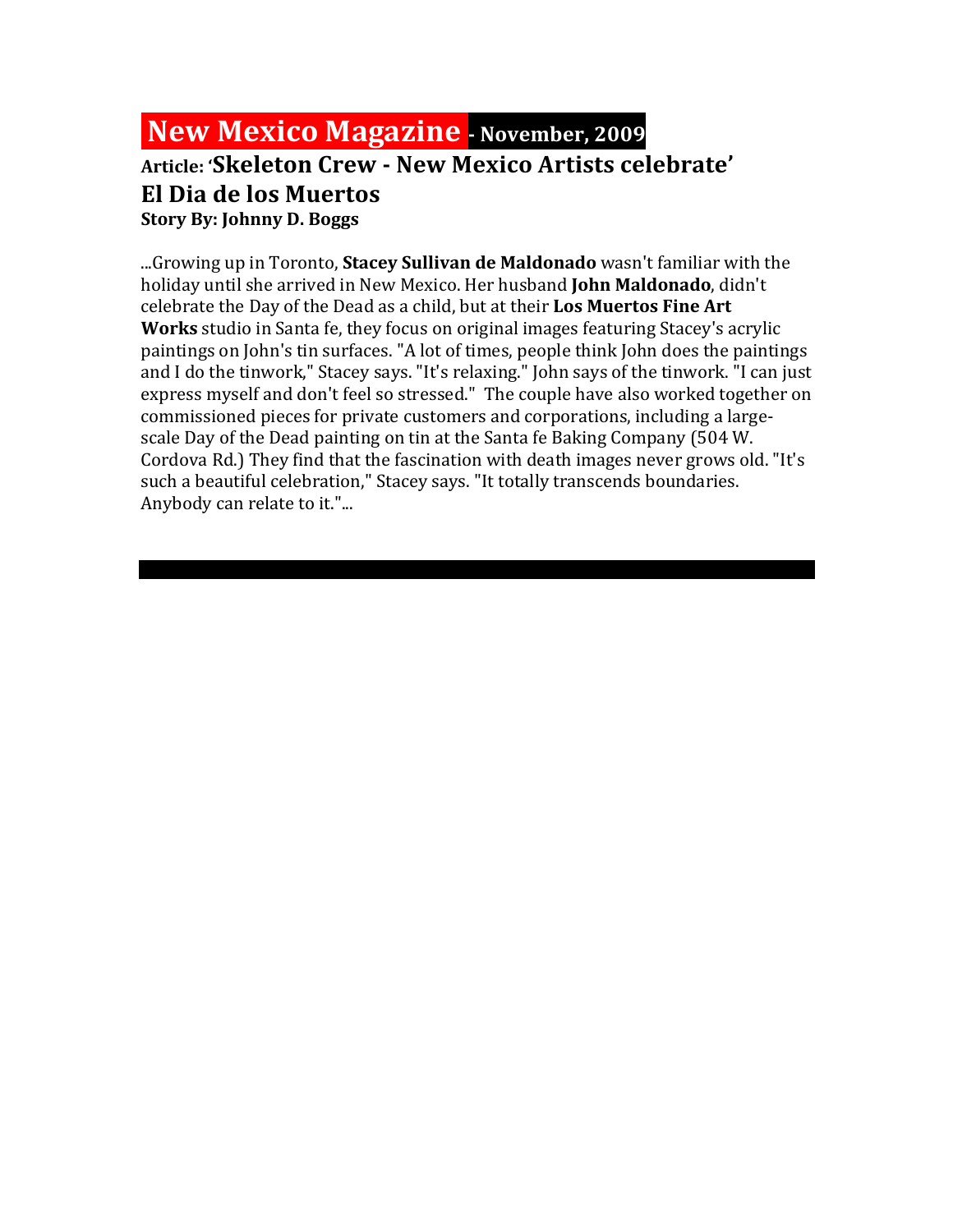# New Mexico Magazine - November, 2009

## Article: 'Skeleton Crew - New Mexico Artists celebrate' El Dia de los Muertos

**Story By: Johnny D. Boggs**

...Growing up in Toronto, **Stacey Sullivan de Maldonado** wasn't familiar with the holiday until she arrived in New Mexico. Her husband **John Maldonado**, didn't celebrate the Day of the Dead as a child, but at their **Los Muertos Fine Art Works** studio in Santa fe, they focus on original images featuring Stacey's acrylic paintings on John's tin surfaces. "A lot of times, people think John does the paintings and I do the tinwork," Stacey says. "It's relaxing." John says of the tinwork. "I can just express myself and don't feel so stressed." The couple have also worked together on commissioned pieces for private customers and corporations, including a large-scale Day of the Dead painting on tin at the Santa fe Baking Company (504 W. Cordova Rd.) They find that the fascination with death images never grows old. "It's such a beautiful celebration," Stacey says. "It totally transcends boundaries. Anybody can relate to it."...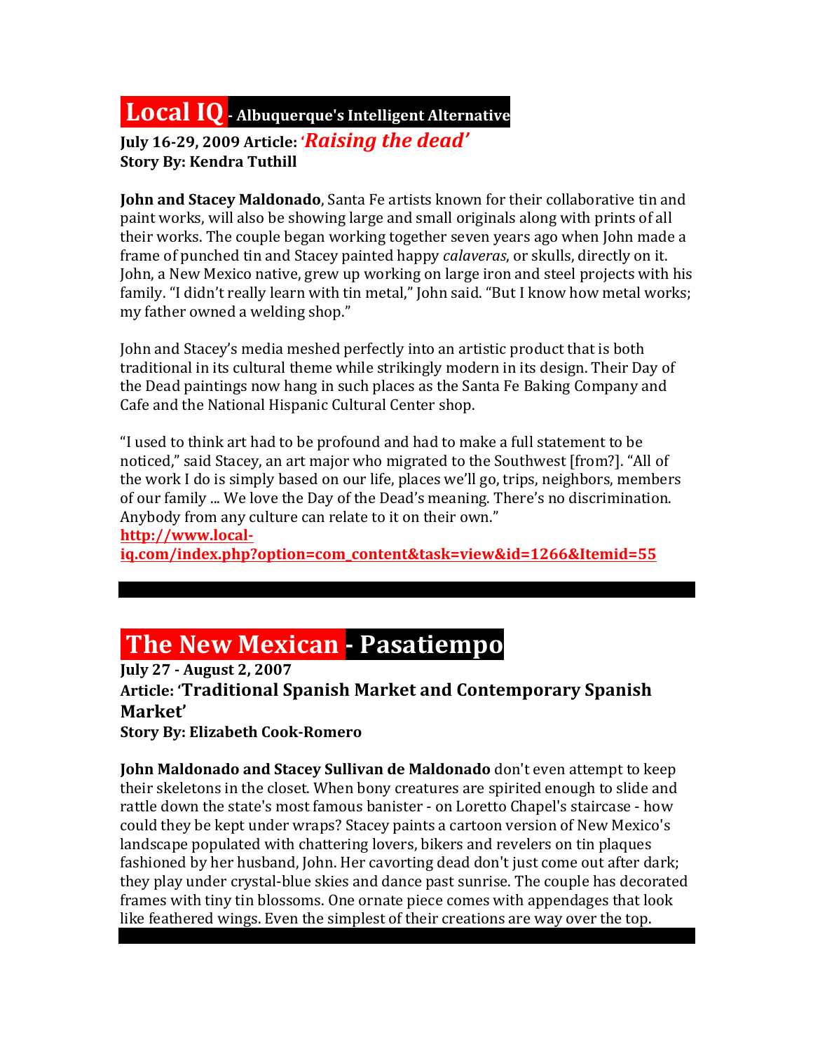# Local IQ - Albuquerque's Intelligent Alternative

**July 16-29, 2009 Article:** ***'Raising the dead'***
**Story By: Kendra Tuthill**

**John and Stacey Maldonado**, Santa Fe artists known for their collaborative tin and paint works, will also be showing large and small originals along with prints of all their works. The couple began working together seven years ago when John made a frame of punched tin and Stacey painted happy *calaveras*, or skulls, directly on it. John, a New Mexico native, grew up working on large iron and steel projects with his family. "I didn't really learn with tin metal," John said. "But I know how metal works; my father owned a welding shop."

John and Stacey's media meshed perfectly into an artistic product that is both traditional in its cultural theme while strikingly modern in its design. Their Day of the Dead paintings now hang in such places as the Santa Fe Baking Company and Cafe and the National Hispanic Cultural Center shop.

"I used to think art had to be profound and had to make a full statement to be noticed," said Stacey, an art major who migrated to the Southwest [from?]. "All of the work I do is simply based on our life, places we'll go, trips, neighbors, members of our family ... We love the Day of the Dead's meaning. There's no discrimination. Anybody from any culture can relate to it on their own."
**http://www.local-iq.com/index.php?option=com_content&task=view&id=1266&Itemid=55**

---

# The New Mexican - Pasatiempo

**July 27 - August 2, 2007**
**Article: 'Traditional Spanish Market and Contemporary Spanish Market'**
**Story By: Elizabeth Cook-Romero**

**John Maldonado and Stacey Sullivan de Maldonado** don't even attempt to keep their skeletons in the closet. When bony creatures are spirited enough to slide and rattle down the state's most famous banister - on Loretto Chapel's staircase - how could they be kept under wraps? Stacey paints a cartoon version of New Mexico's landscape populated with chattering lovers, bikers and revelers on tin plaques fashioned by her husband, John. Her cavorting dead don't just come out after dark; they play under crystal-blue skies and dance past sunrise. The couple has decorated frames with tiny tin blossoms. One ornate piece comes with appendages that look like feathered wings. Even the simplest of their creations are way over the top.

---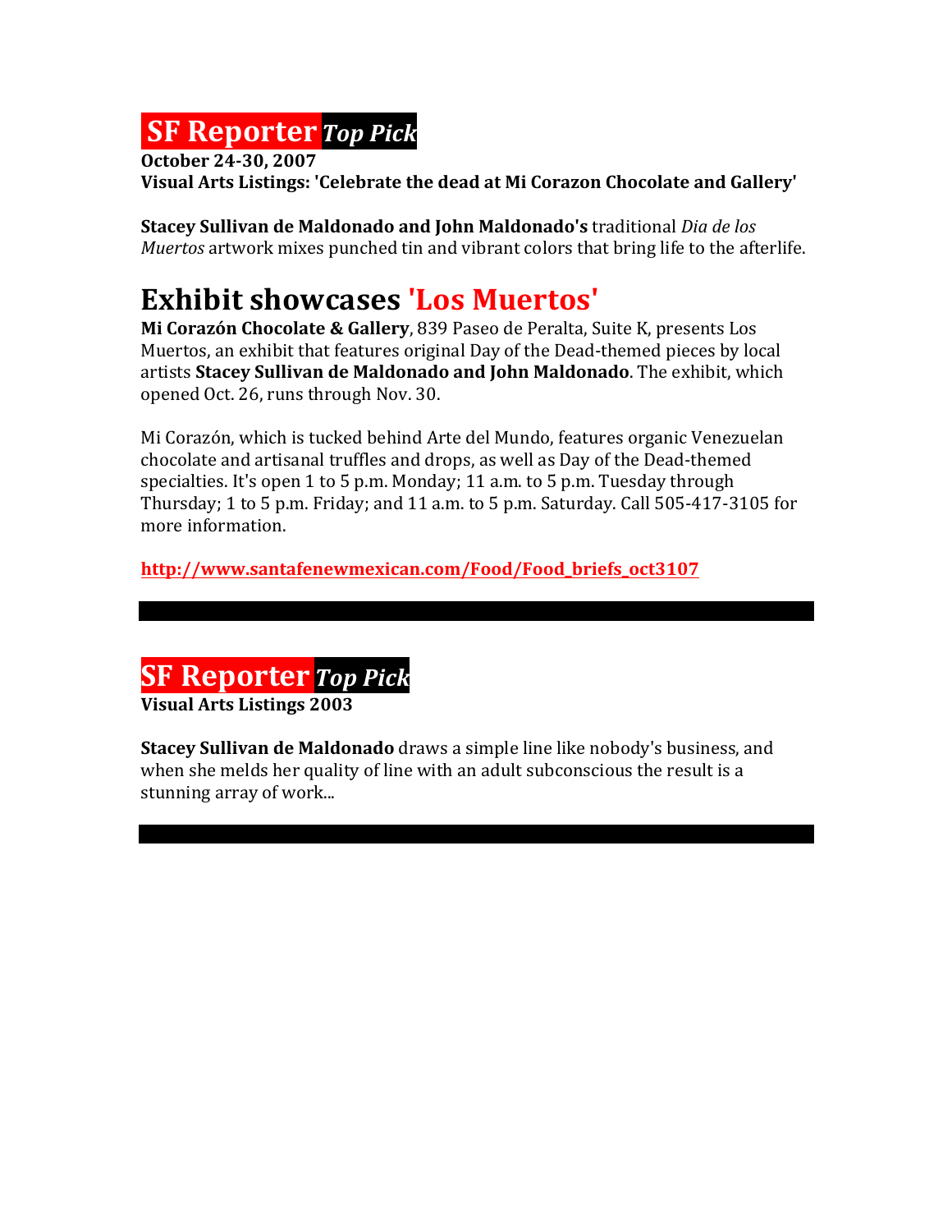## **SF Reporter** ***Top Pick***

**October 24-30, 2007**
**Visual Arts Listings: 'Celebrate the dead at Mi Corazon Chocolate and Gallery'**

**Stacey Sullivan de Maldonado and John Maldonado's** traditional *Dia de los Muertos* artwork mixes punched tin and vibrant colors that bring life to the afterlife.

# Exhibit showcases 'Los Muertos'

**Mi Corazón Chocolate & Gallery**, 839 Paseo de Peralta, Suite K, presents Los Muertos, an exhibit that features original Day of the Dead-themed pieces by local artists **Stacey Sullivan de Maldonado and John Maldonado**. The exhibit, which opened Oct. 26, runs through Nov. 30.

Mi Corazón, which is tucked behind Arte del Mundo, features organic Venezuelan chocolate and artisanal truffles and drops, as well as Day of the Dead-themed specialties. It's open 1 to 5 p.m. Monday; 11 a.m. to 5 p.m. Tuesday through Thursday; 1 to 5 p.m. Friday; and 11 a.m. to 5 p.m. Saturday. Call 505-417-3105 for more information.

**http://www.santafenewmexican.com/Food/Food_briefs_oct3107**

---

## **SF Reporter** ***Top Pick***

**Visual Arts Listings 2003**

**Stacey Sullivan de Maldonado** draws a simple line like nobody's business, and when she melds her quality of line with an adult subconscious the result is a stunning array of work...

---